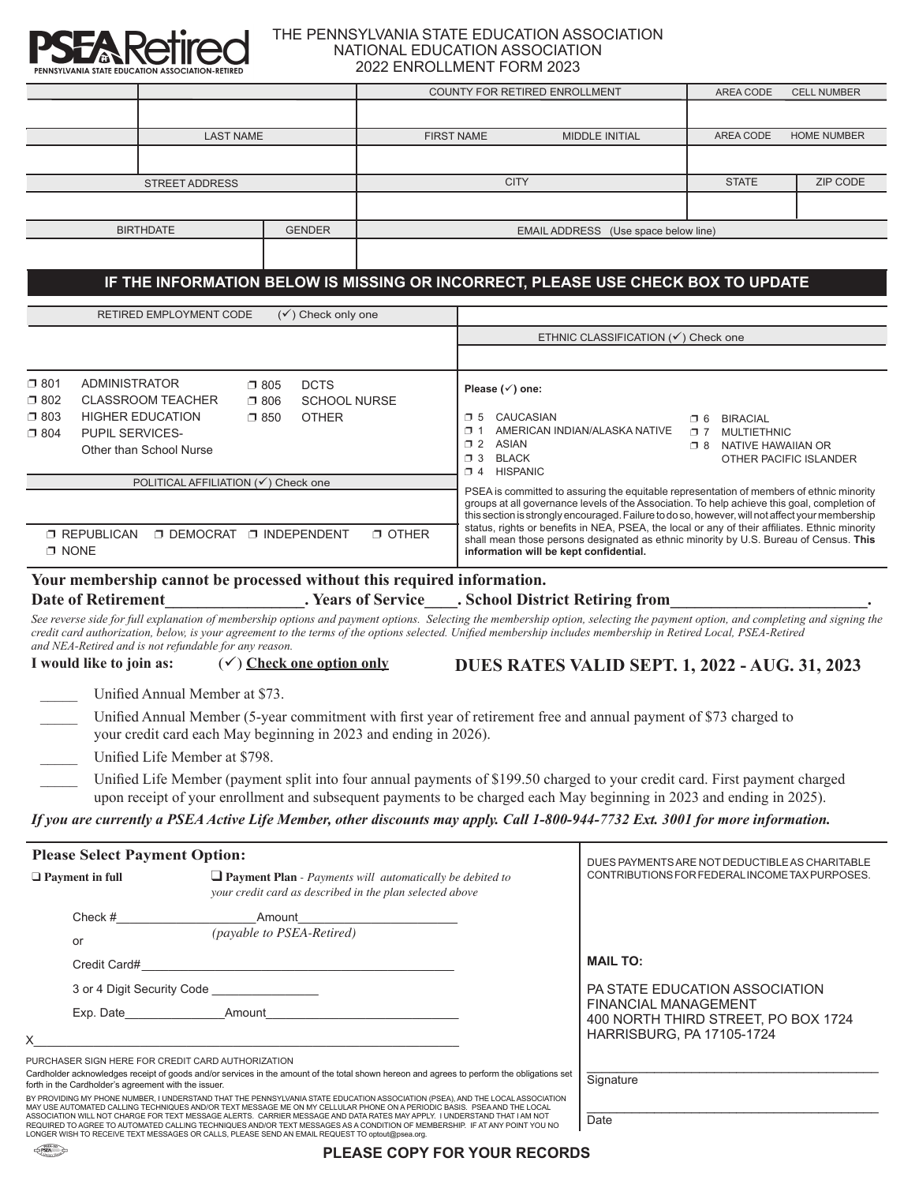# PSEA Retired

PENNSYLVANIA STATE EDUCATION ASSOCIATION-RETIRED

THE PENNSYLVANIA STATE EDUCATION ASSOCIATION
NATIONAL EDUCATION ASSOCIATION
2022 ENROLLMENT FORM 2023

| | | COUNTY FOR RETIRED ENROLLMENT | | AREA CODE CELL NUMBER | |
|---|---|---|---|---|---|
| | | | | | |
| | LAST NAME | FIRST NAME | MIDDLE INITIAL | AREA CODE HOME NUMBER | |
| | | | | | |
| STREET ADDRESS | | CITY | | STATE | ZIP CODE |
| | | | | | |
| BIRTHDATE | GENDER | EMAIL ADDRESS (Use space below line) | | | |
| | | | | | |

## IF THE INFORMATION BELOW IS MISSING OR INCORRECT, PLEASE USE CHECK BOX TO UPDATE

**RETIRED EMPLOYMENT CODE (✓) Check only one**

- ❒ 801 ADMINISTRATOR
- ❒ 802 CLASSROOM TEACHER
- ❒ 803 HIGHER EDUCATION
- ❒ 804 PUPIL SERVICES- Other than School Nurse
- ❒ 805 DCTS
- ❒ 806 SCHOOL NURSE
- ❒ 850 OTHER

**ETHNIC CLASSIFICATION (✓) Check one**

**Please (✓) one:**

- ❒ 5 CAUCASIAN
- ❒ 1 AMERICAN INDIAN/ALASKA NATIVE
- ❒ 2 ASIAN
- ❒ 3 BLACK
- ❒ 4 HISPANIC
- ❒ 6 BIRACIAL
- ❒ 7 MULTIETHNIC
- ❒ 8 NATIVE HAWAIIAN OR OTHER PACIFIC ISLANDER

PSEA is committed to assuring the equitable representation of members of ethnic minority groups at all governance levels of the Association. To help achieve this goal, completion of this section is strongly encouraged. Failure to do so, however, will not affect your membership status, rights or benefits in NEA, PSEA, the local or any of their affiliates. Ethnic minority shall mean those persons designated as ethnic minority by U.S. Bureau of Census. **This information will be kept confidential.**

**POLITICAL AFFILIATION (✓) Check one**

❒ REPUBLICAN ❒ DEMOCRAT ❒ INDEPENDENT ❒ OTHER ❒ NONE

**Your membership cannot be processed without this required information.**

**Date of Retirement________________. Years of Service____. School District Retiring from________________________.**

*See reverse side for full explanation of membership options and payment options. Selecting the membership option, selecting the payment option, and completing and signing the credit card authorization, below, is your agreement to the terms of the options selected. Unified membership includes membership in Retired Local, PSEA-Retired and NEA-Retired and is not refundable for any reason.*

**I would like to join as:** (✓) **Check one option only**

**DUES RATES VALID SEPT. 1, 2022 - AUG. 31, 2023**

_____ Unified Annual Member at $73.

_____ Unified Annual Member (5-year commitment with first year of retirement free and annual payment of $73 charged to your credit card each May beginning in 2023 and ending in 2026).

_____ Unified Life Member at $798.

_____ Unified Life Member (payment split into four annual payments of $199.50 charged to your credit card. First payment charged upon receipt of your enrollment and subsequent payments to be charged each May beginning in 2023 and ending in 2025).

***If you are currently a PSEA Active Life Member, other discounts may apply. Call 1-800-944-7732 Ext. 3001 for more information.***

**Please Select Payment Option:**

❑ **Payment in full**

❑ **Payment Plan** - *Payments will automatically be debited to your credit card as described in the plan selected above*

Check #____________________Amount______________________

*(payable to PSEA-Retired)*

or

Credit Card#_____________________________________________

3 or 4 Digit Security Code ________________

Exp. Date_______________Amount____________________________

X_______________________________________________________

PURCHASER SIGN HERE FOR CREDIT CARD AUTHORIZATION

Cardholder acknowledges receipt of goods and/or services in the amount of the total shown hereon and agrees to perform the obligations set forth in the Cardholder's agreement with the issuer.

BY PROVIDING MY PHONE NUMBER, I UNDERSTAND THAT THE PENNSYLVANIA STATE EDUCATION ASSOCIATION (PSEA), AND THE LOCAL ASSOCIATION MAY USE AUTOMATED CALLING TECHNIQUES AND/OR TEXT MESSAGE ME ON MY CELLULAR PHONE ON A PERIODIC BASIS. PSEA AND THE LOCAL ASSOCIATION WILL NOT CHARGE FOR TEXT MESSAGE ALERTS. CARRIER MESSAGE AND DATA RATES MAY APPLY. I UNDERSTAND THAT I AM NOT REQUIRED TO AGREE TO AUTOMATED CALLING TECHNIQUES AND/OR TEXT MESSAGES AS A CONDITION OF MEMBERSHIP. IF AT ANY POINT YOU NO LONGER WISH TO RECEIVE TEXT MESSAGES OR CALLS, PLEASE SEND AN EMAIL REQUEST TO optout@psea.org.

DUES PAYMENTS ARE NOT DEDUCTIBLE AS CHARITABLE CONTRIBUTIONS FOR FEDERAL INCOME TAX PURPOSES.

**MAIL TO:**

PA STATE EDUCATION ASSOCIATION
FINANCIAL MANAGEMENT
400 NORTH THIRD STREET, PO BOX 1724
HARRISBURG, PA 17105-1724

_________________________________________
Signature

_________________________________________
Date

**PLEASE COPY FOR YOUR RECORDS**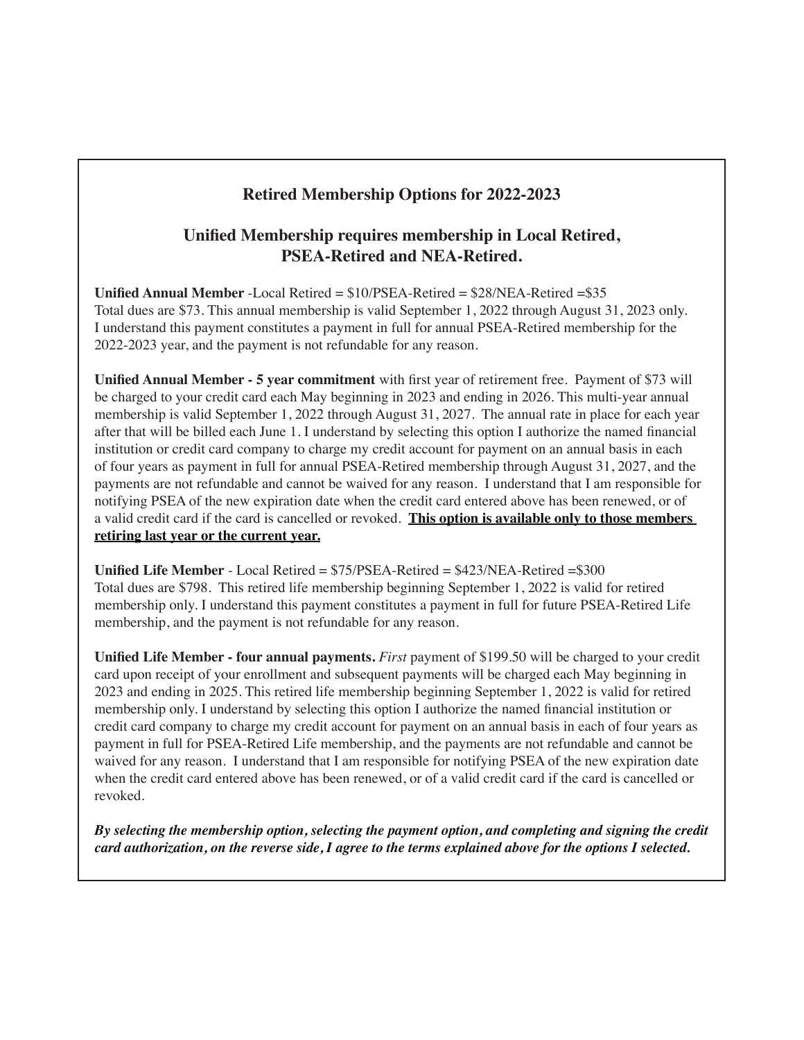## Retired Membership Options for 2022-2023

### Unified Membership requires membership in Local Retired, PSEA-Retired and NEA-Retired.

**Unified Annual Member** -Local Retired = $10/PSEA-Retired = $28/NEA-Retired =$35
Total dues are $73. This annual membership is valid September 1, 2022 through August 31, 2023 only. I understand this payment constitutes a payment in full for annual PSEA-Retired membership for the 2022-2023 year, and the payment is not refundable for any reason.

**Unified Annual Member - 5 year commitment** with first year of retirement free. Payment of $73 will be charged to your credit card each May beginning in 2023 and ending in 2026. This multi-year annual membership is valid September 1, 2022 through August 31, 2027. The annual rate in place for each year after that will be billed each June 1. I understand by selecting this option I authorize the named financial institution or credit card company to charge my credit account for payment on an annual basis in each of four years as payment in full for annual PSEA-Retired membership through August 31, 2027, and the payments are not refundable and cannot be waived for any reason. I understand that I am responsible for notifying PSEA of the new expiration date when the credit card entered above has been renewed, or of a valid credit card if the card is cancelled or revoked. **This option is available only to those members retiring last year or the current year.**

**Unified Life Member** - Local Retired = $75/PSEA-Retired = $423/NEA-Retired =$300
Total dues are $798. This retired life membership beginning September 1, 2022 is valid for retired membership only. I understand this payment constitutes a payment in full for future PSEA-Retired Life membership, and the payment is not refundable for any reason.

**Unified Life Member - four annual payments.** *First* payment of $199.50 will be charged to your credit card upon receipt of your enrollment and subsequent payments will be charged each May beginning in 2023 and ending in 2025. This retired life membership beginning September 1, 2022 is valid for retired membership only. I understand by selecting this option I authorize the named financial institution or credit card company to charge my credit account for payment on an annual basis in each of four years as payment in full for PSEA-Retired Life membership, and the payments are not refundable and cannot be waived for any reason. I understand that I am responsible for notifying PSEA of the new expiration date when the credit card entered above has been renewed, or of a valid credit card if the card is cancelled or revoked.

***By selecting the membership option, selecting the payment option, and completing and signing the credit card authorization, on the reverse side, I agree to the terms explained above for the options I selected.***